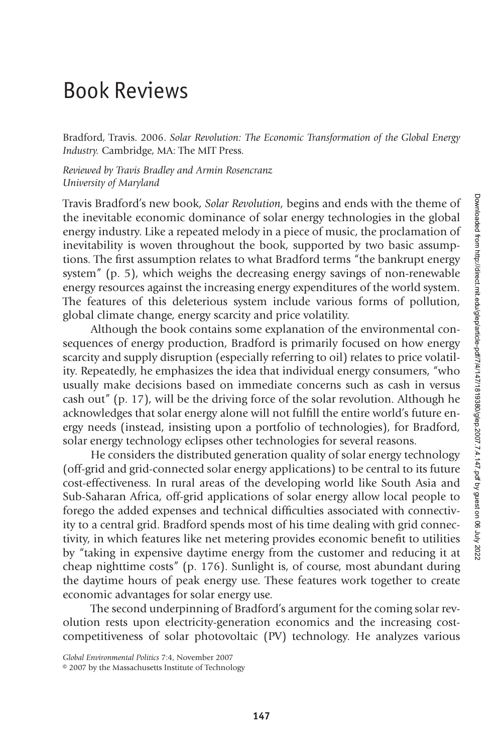# Book Reviews

Bradford, Travis. 2006. *Solar Revolution: The Economic Transformation of the Global Energy Industry.* Cambridge, MA: The MIT Press.

*Reviewed by Travis Bradley and Armin Rosencranz*
*University of Maryland*

Travis Bradford's new book, *Solar Revolution*, begins and ends with the theme of the inevitable economic dominance of solar energy technologies in the global energy industry. Like a repeated melody in a piece of music, the proclamation of inevitability is woven throughout the book, supported by two basic assumptions. The first assumption relates to what Bradford terms "the bankrupt energy system" (p. 5), which weighs the decreasing energy savings of non-renewable energy resources against the increasing energy expenditures of the world system. The features of this deleterious system include various forms of pollution, global climate change, energy scarcity and price volatility.

Although the book contains some explanation of the environmental consequences of energy production, Bradford is primarily focused on how energy scarcity and supply disruption (especially referring to oil) relates to price volatility. Repeatedly, he emphasizes the idea that individual energy consumers, "who usually make decisions based on immediate concerns such as cash in versus cash out" (p. 17), will be the driving force of the solar revolution. Although he acknowledges that solar energy alone will not fulfill the entire world's future energy needs (instead, insisting upon a portfolio of technologies), for Bradford, solar energy technology eclipses other technologies for several reasons.

He considers the distributed generation quality of solar energy technology (off-grid and grid-connected solar energy applications) to be central to its future cost-effectiveness. In rural areas of the developing world like South Asia and Sub-Saharan Africa, off-grid applications of solar energy allow local people to forego the added expenses and technical difficulties associated with connectivity to a central grid. Bradford spends most of his time dealing with grid connectivity, in which features like net metering provides economic benefit to utilities by "taking in expensive daytime energy from the customer and reducing it at cheap nighttime costs" (p. 176). Sunlight is, of course, most abundant during the daytime hours of peak energy use. These features work together to create economic advantages for solar energy use.

The second underpinning of Bradford's argument for the coming solar revolution rests upon electricity-generation economics and the increasing cost-competitiveness of solar photovoltaic (PV) technology. He analyzes various

*Global Environmental Politics* 7:4, November 2007
© 2007 by the Massachusetts Institute of Technology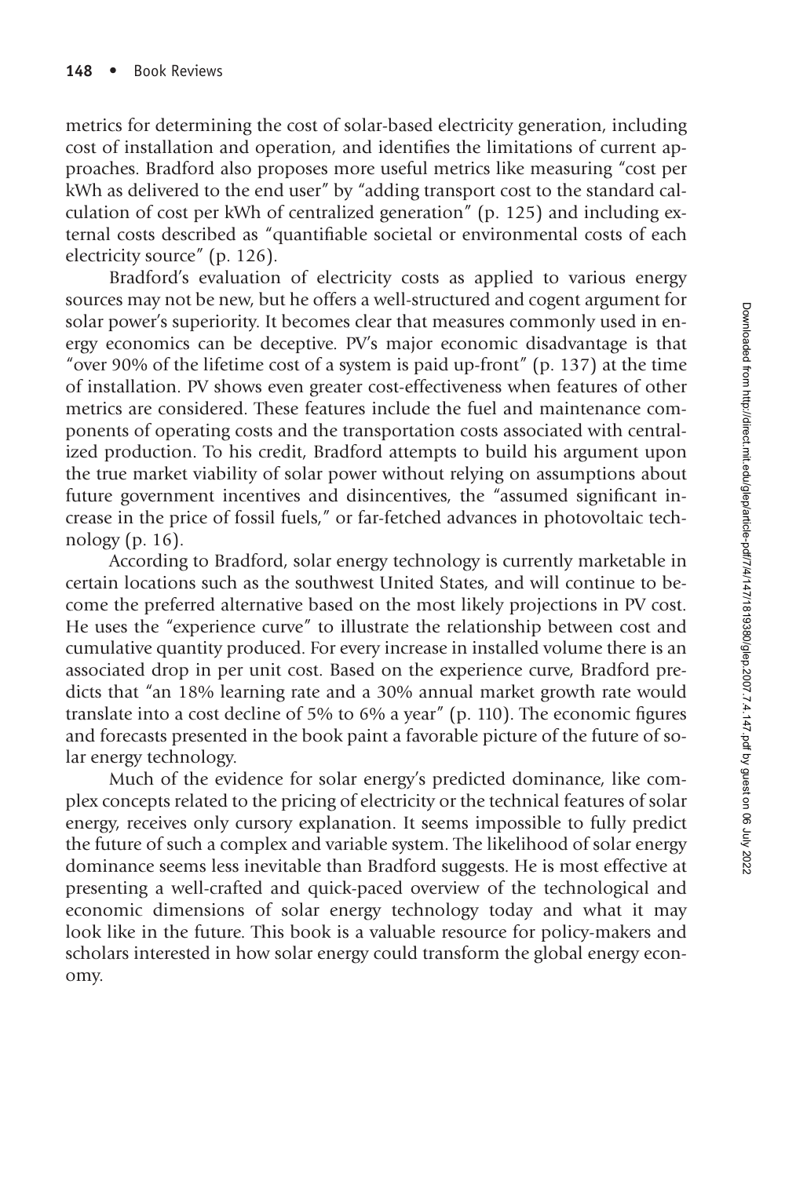metrics for determining the cost of solar-based electricity generation, including cost of installation and operation, and identifies the limitations of current approaches. Bradford also proposes more useful metrics like measuring "cost per kWh as delivered to the end user" by "adding transport cost to the standard calculation of cost per kWh of centralized generation" (p. 125) and including external costs described as "quantifiable societal or environmental costs of each electricity source" (p. 126).

Bradford's evaluation of electricity costs as applied to various energy sources may not be new, but he offers a well-structured and cogent argument for solar power's superiority. It becomes clear that measures commonly used in energy economics can be deceptive. PV's major economic disadvantage is that "over 90% of the lifetime cost of a system is paid up-front" (p. 137) at the time of installation. PV shows even greater cost-effectiveness when features of other metrics are considered. These features include the fuel and maintenance components of operating costs and the transportation costs associated with centralized production. To his credit, Bradford attempts to build his argument upon the true market viability of solar power without relying on assumptions about future government incentives and disincentives, the "assumed significant increase in the price of fossil fuels," or far-fetched advances in photovoltaic technology (p. 16).

According to Bradford, solar energy technology is currently marketable in certain locations such as the southwest United States, and will continue to become the preferred alternative based on the most likely projections in PV cost. He uses the "experience curve" to illustrate the relationship between cost and cumulative quantity produced. For every increase in installed volume there is an associated drop in per unit cost. Based on the experience curve, Bradford predicts that "an 18% learning rate and a 30% annual market growth rate would translate into a cost decline of 5% to 6% a year" (p. 110). The economic figures and forecasts presented in the book paint a favorable picture of the future of solar energy technology.

Much of the evidence for solar energy's predicted dominance, like complex concepts related to the pricing of electricity or the technical features of solar energy, receives only cursory explanation. It seems impossible to fully predict the future of such a complex and variable system. The likelihood of solar energy dominance seems less inevitable than Bradford suggests. He is most effective at presenting a well-crafted and quick-paced overview of the technological and economic dimensions of solar energy technology today and what it may look like in the future. This book is a valuable resource for policy-makers and scholars interested in how solar energy could transform the global energy economy.